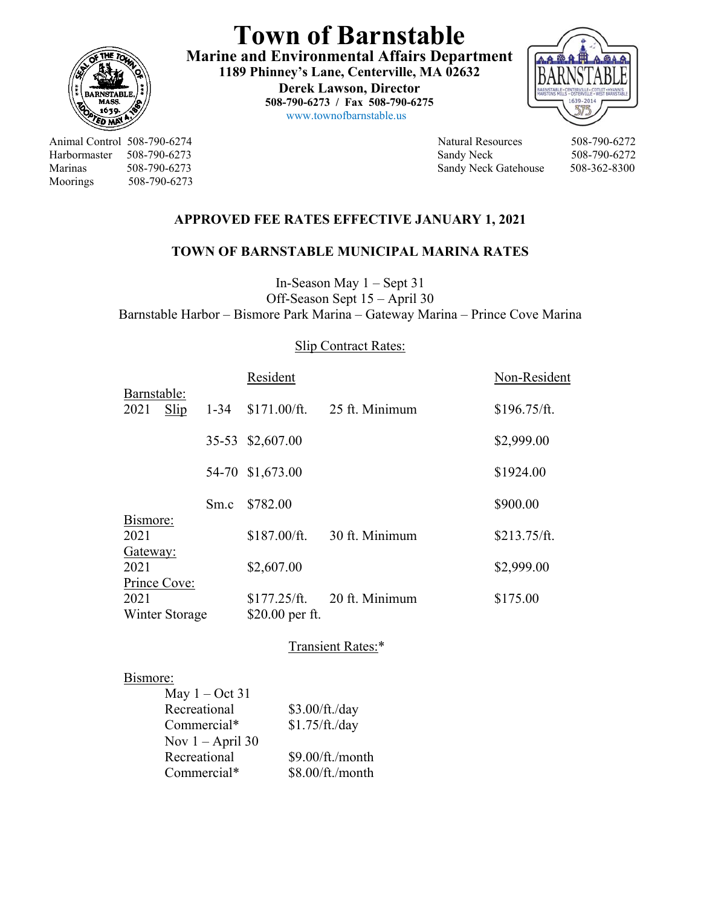# Town of Barnstable

**Marine and Environmental Affairs Department**
**1189 Phinney's Lane, Centerville, MA 02632**
**Derek Lawson, Director**
**508-790-6273 / Fax 508-790-6275**
www.townofbarnstable.us

| | | | |
|---|---|---|---|
| Animal Control | 508-790-6274 | Natural Resources | 508-790-6272 |
| Harbormaster | 508-790-6273 | Sandy Neck | 508-790-6272 |
| Marinas | 508-790-6273 | Sandy Neck Gatehouse | 508-362-8300 |
| Moorings | 508-790-6273 | | |

## APPROVED FEE RATES EFFECTIVE JANUARY 1, 2021

## TOWN OF BARNSTABLE MUNICIPAL MARINA RATES

In-Season May 1 – Sept 31
Off-Season Sept 15 – April 30
Barnstable Harbor – Bismore Park Marina – Gateway Marina – Prince Cove Marina

### Slip Contract Rates:

| | | Resident | | Non-Resident |
|---|---|---|---|---|
| **Barnstable:** | | | | |
| 2021 Slip | 1-34 | $171.00/ft. | 25 ft. Minimum | $196.75/ft. |
| | 35-53 | $2,607.00 | | $2,999.00 |
| | 54-70 | $1,673.00 | | $1924.00 |
| | Sm.c | $782.00 | | $900.00 |
| **Bismore:** | | | | |
| 2021 | | $187.00/ft. | 30 ft. Minimum | $213.75/ft. |
| **Gateway:** | | | | |
| 2021 | | $2,607.00 | | $2,999.00 |
| **Prince Cove:** | | | | |
| 2021 | | $177.25/ft. | 20 ft. Minimum | $175.00 |
| Winter Storage | | $20.00 per ft. | | |

### Transient Rates:*

**Bismore:**

| | |
|---|---|
| May 1 – Oct 31 | |
| Recreational | $3.00/ft./day |
| Commercial* | $1.75/ft./day |
| Nov 1 – April 30 | |
| Recreational | $9.00/ft./month |
| Commercial* | $8.00/ft./month |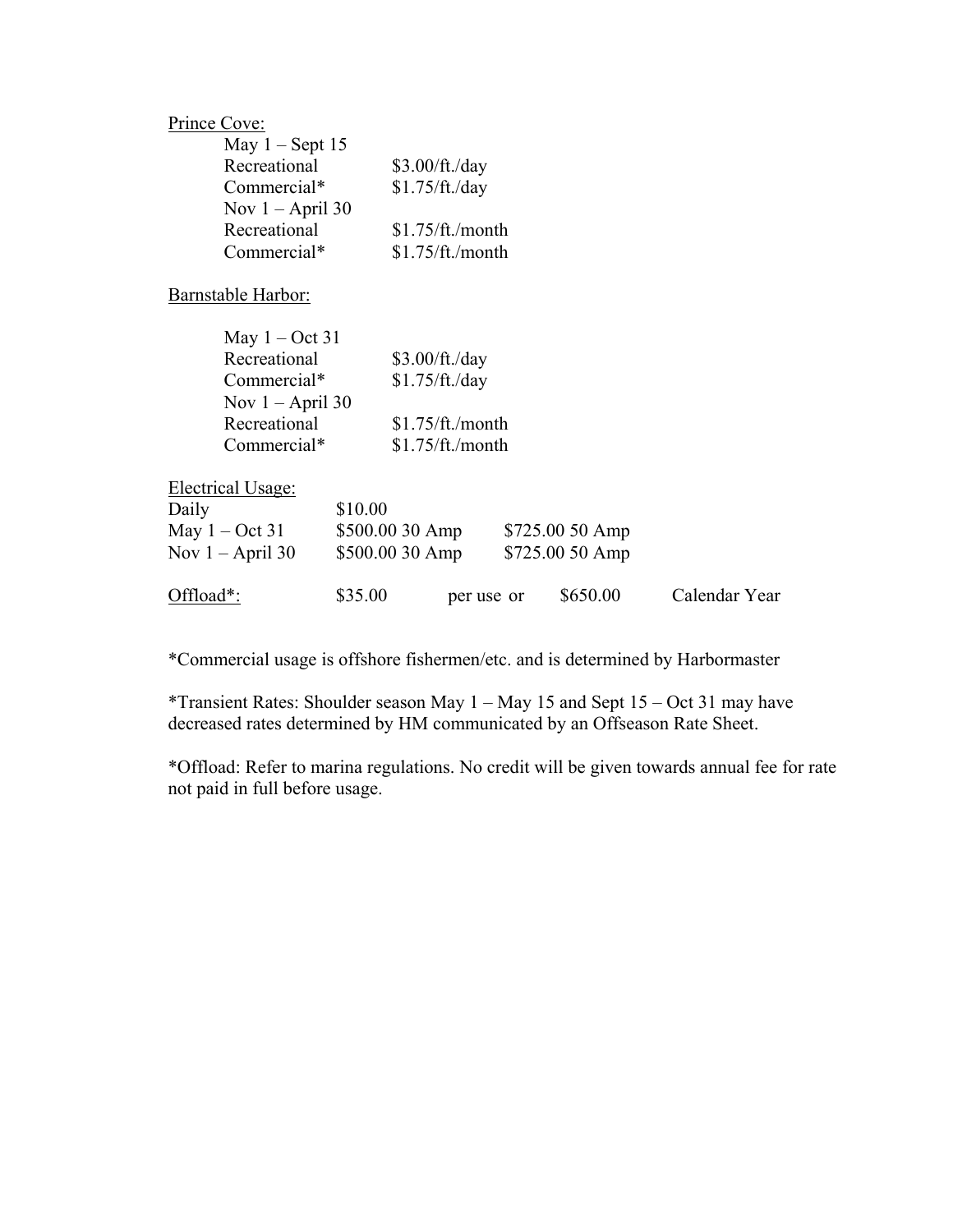Prince Cove:

| | |
|---|---|
| May 1 – Sept 15 | |
| Recreational | $3.00/ft./day |
| Commercial* | $1.75/ft./day |
| Nov 1 – April 30 | |
| Recreational | $1.75/ft./month |
| Commercial* | $1.75/ft./month |

Barnstable Harbor:

| | |
|---|---|
| May 1 – Oct 31 | |
| Recreational | $3.00/ft./day |
| Commercial* | $1.75/ft./day |
| Nov 1 – April 30 | |
| Recreational | $1.75/ft./month |
| Commercial* | $1.75/ft./month |

| Electrical Usage: | | | | |
|---|---|---|---|---|
| Daily | $10.00 | | | |
| May 1 – Oct 31 | $500.00 30 Amp | | $725.00 50 Amp | |
| Nov 1 – April 30 | $500.00 30 Amp | | $725.00 50 Amp | |
| Offload*: | $35.00 | per use or | $650.00 | Calendar Year |

*Commercial usage is offshore fishermen/etc. and is determined by Harbormaster

*Transient Rates: Shoulder season May 1 – May 15 and Sept 15 – Oct 31 may have decreased rates determined by HM communicated by an Offseason Rate Sheet.

*Offload: Refer to marina regulations. No credit will be given towards annual fee for rate not paid in full before usage.